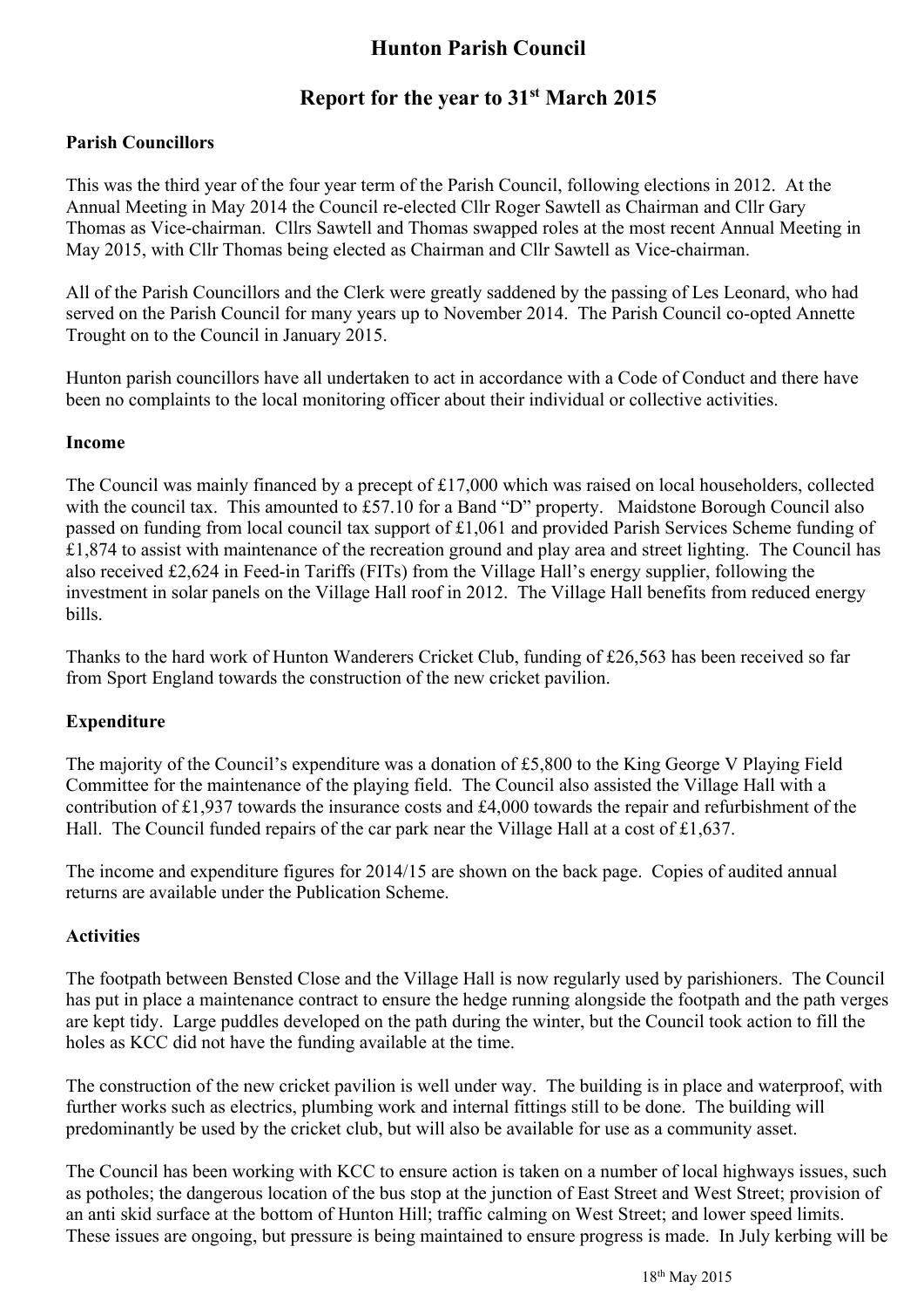# Hunton Parish Council

## Report for the year to 31st March 2015

### Parish Councillors

This was the third year of the four year term of the Parish Council, following elections in 2012. At the Annual Meeting in May 2014 the Council re-elected Cllr Roger Sawtell as Chairman and Cllr Gary Thomas as Vice-chairman. Cllrs Sawtell and Thomas swapped roles at the most recent Annual Meeting in May 2015, with Cllr Thomas being elected as Chairman and Cllr Sawtell as Vice-chairman.

All of the Parish Councillors and the Clerk were greatly saddened by the passing of Les Leonard, who had served on the Parish Council for many years up to November 2014. The Parish Council co-opted Annette Trought on to the Council in January 2015.

Hunton parish councillors have all undertaken to act in accordance with a Code of Conduct and there have been no complaints to the local monitoring officer about their individual or collective activities.

### Income

The Council was mainly financed by a precept of £17,000 which was raised on local householders, collected with the council tax. This amounted to £57.10 for a Band "D" property. Maidstone Borough Council also passed on funding from local council tax support of £1,061 and provided Parish Services Scheme funding of £1,874 to assist with maintenance of the recreation ground and play area and street lighting. The Council has also received £2,624 in Feed-in Tariffs (FITs) from the Village Hall's energy supplier, following the investment in solar panels on the Village Hall roof in 2012. The Village Hall benefits from reduced energy bills.

Thanks to the hard work of Hunton Wanderers Cricket Club, funding of £26,563 has been received so far from Sport England towards the construction of the new cricket pavilion.

### Expenditure

The majority of the Council's expenditure was a donation of £5,800 to the King George V Playing Field Committee for the maintenance of the playing field. The Council also assisted the Village Hall with a contribution of £1,937 towards the insurance costs and £4,000 towards the repair and refurbishment of the Hall. The Council funded repairs of the car park near the Village Hall at a cost of £1,637.

The income and expenditure figures for 2014/15 are shown on the back page. Copies of audited annual returns are available under the Publication Scheme.

### Activities

The footpath between Bensted Close and the Village Hall is now regularly used by parishioners. The Council has put in place a maintenance contract to ensure the hedge running alongside the footpath and the path verges are kept tidy. Large puddles developed on the path during the winter, but the Council took action to fill the holes as KCC did not have the funding available at the time.

The construction of the new cricket pavilion is well under way. The building is in place and waterproof, with further works such as electrics, plumbing work and internal fittings still to be done. The building will predominantly be used by the cricket club, but will also be available for use as a community asset.

The Council has been working with KCC to ensure action is taken on a number of local highways issues, such as potholes; the dangerous location of the bus stop at the junction of East Street and West Street; provision of an anti skid surface at the bottom of Hunton Hill; traffic calming on West Street; and lower speed limits. These issues are ongoing, but pressure is being maintained to ensure progress is made. In July kerbing will be

18th May 2015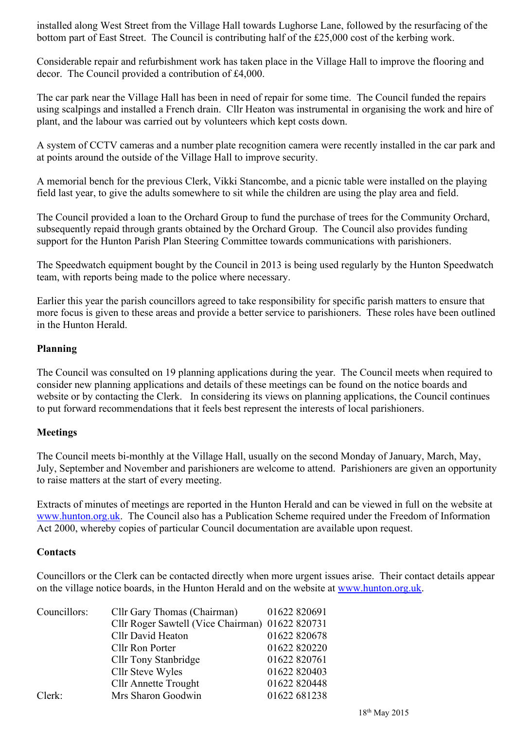installed along West Street from the Village Hall towards Lughorse Lane, followed by the resurfacing of the bottom part of East Street. The Council is contributing half of the £25,000 cost of the kerbing work.

Considerable repair and refurbishment work has taken place in the Village Hall to improve the flooring and decor. The Council provided a contribution of £4,000.

The car park near the Village Hall has been in need of repair for some time. The Council funded the repairs using scalpings and installed a French drain. Cllr Heaton was instrumental in organising the work and hire of plant, and the labour was carried out by volunteers which kept costs down.

A system of CCTV cameras and a number plate recognition camera were recently installed in the car park and at points around the outside of the Village Hall to improve security.

A memorial bench for the previous Clerk, Vikki Stancombe, and a picnic table were installed on the playing field last year, to give the adults somewhere to sit while the children are using the play area and field.

The Council provided a loan to the Orchard Group to fund the purchase of trees for the Community Orchard, subsequently repaid through grants obtained by the Orchard Group. The Council also provides funding support for the Hunton Parish Plan Steering Committee towards communications with parishioners.

The Speedwatch equipment bought by the Council in 2013 is being used regularly by the Hunton Speedwatch team, with reports being made to the police where necessary.

Earlier this year the parish councillors agreed to take responsibility for specific parish matters to ensure that more focus is given to these areas and provide a better service to parishioners. These roles have been outlined in the Hunton Herald.

**Planning**

The Council was consulted on 19 planning applications during the year. The Council meets when required to consider new planning applications and details of these meetings can be found on the notice boards and website or by contacting the Clerk. In considering its views on planning applications, the Council continues to put forward recommendations that it feels best represent the interests of local parishioners.

**Meetings**

The Council meets bi-monthly at the Village Hall, usually on the second Monday of January, March, May, July, September and November and parishioners are welcome to attend. Parishioners are given an opportunity to raise matters at the start of every meeting.

Extracts of minutes of meetings are reported in the Hunton Herald and can be viewed in full on the website at www.hunton.org.uk. The Council also has a Publication Scheme required under the Freedom of Information Act 2000, whereby copies of particular Council documentation are available upon request.

**Contacts**

Councillors or the Clerk can be contacted directly when more urgent issues arise. Their contact details appear on the village notice boards, in the Hunton Herald and on the website at www.hunton.org.uk.

| | | |
|---|---|---|
| Councillors: | Cllr Gary Thomas (Chairman) | 01622 820691 |
| | Cllr Roger Sawtell (Vice Chairman) | 01622 820731 |
| | Cllr David Heaton | 01622 820678 |
| | Cllr Ron Porter | 01622 820220 |
| | Cllr Tony Stanbridge | 01622 820761 |
| | Cllr Steve Wyles | 01622 820403 |
| | Cllr Annette Trought | 01622 820448 |
| Clerk: | Mrs Sharon Goodwin | 01622 681238 |

18th May 2015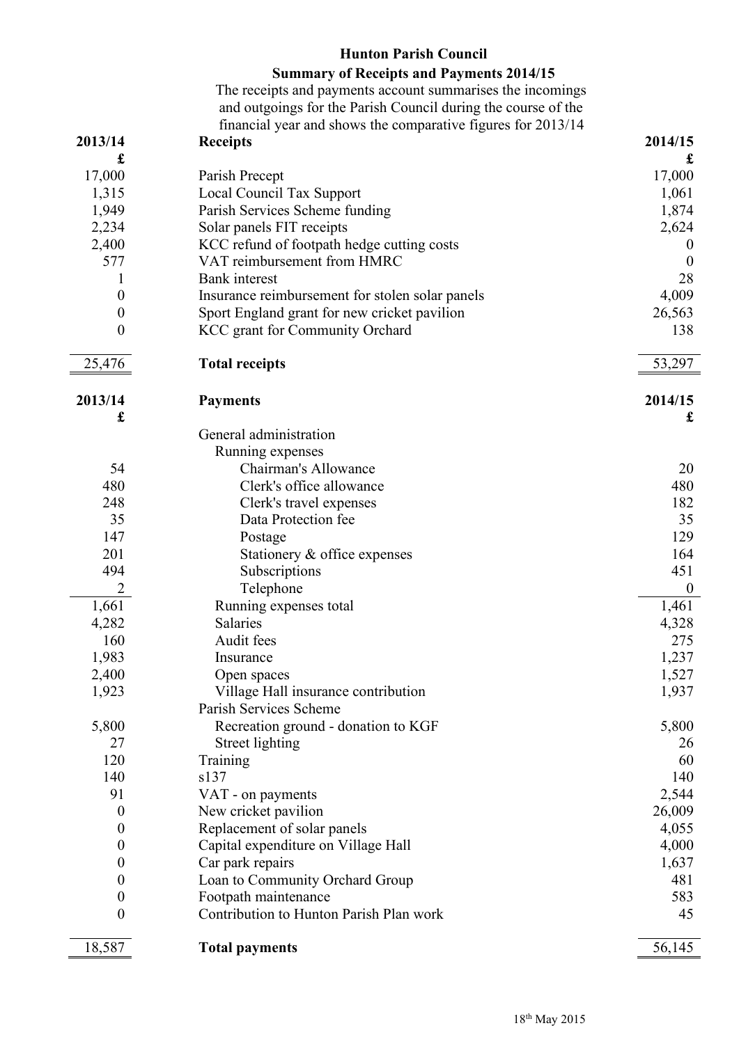# Hunton Parish Council

## Summary of Receipts and Payments 2014/15

The receipts and payments account summarises the incomings and outgoings for the Parish Council during the course of the financial year and shows the comparative figures for 2013/14

| 2013/14 £ | Receipts | 2014/15 £ |
|---|---|---|
| 17,000 | Parish Precept | 17,000 |
| 1,315 | Local Council Tax Support | 1,061 |
| 1,949 | Parish Services Scheme funding | 1,874 |
| 2,234 | Solar panels FIT receipts | 2,624 |
| 2,400 | KCC refund of footpath hedge cutting costs | 0 |
| 577 | VAT reimbursement from HMRC | 0 |
| 1 | Bank interest | 28 |
| 0 | Insurance reimbursement for stolen solar panels | 4,009 |
| 0 | Sport England grant for new cricket pavilion | 26,563 |
| 0 | KCC grant for Community Orchard | 138 |
| 25,476 | **Total receipts** | 53,297 |

| 2013/14 £ | Payments | 2014/15 £ |
|---|---|---|
| | General administration | |
| | Running expenses | |
| 54 | Chairman's Allowance | 20 |
| 480 | Clerk's office allowance | 480 |
| 248 | Clerk's travel expenses | 182 |
| 35 | Data Protection fee | 35 |
| 147 | Postage | 129 |
| 201 | Stationery & office expenses | 164 |
| 494 | Subscriptions | 451 |
| 2 | Telephone | 0 |
| 1,661 | Running expenses total | 1,461 |
| 4,282 | Salaries | 4,328 |
| 160 | Audit fees | 275 |
| 1,983 | Insurance | 1,237 |
| 2,400 | Open spaces | 1,527 |
| 1,923 | Village Hall insurance contribution | 1,937 |
| | Parish Services Scheme | |
| 5,800 | Recreation ground - donation to KGF | 5,800 |
| 27 | Street lighting | 26 |
| 120 | Training | 60 |
| 140 | s137 | 140 |
| 91 | VAT - on payments | 2,544 |
| 0 | New cricket pavilion | 26,009 |
| 0 | Replacement of solar panels | 4,055 |
| 0 | Capital expenditure on Village Hall | 4,000 |
| 0 | Car park repairs | 1,637 |
| 0 | Loan to Community Orchard Group | 481 |
| 0 | Footpath maintenance | 583 |
| 0 | Contribution to Hunton Parish Plan work | 45 |
| 18,587 | **Total payments** | 56,145 |

18th May 2015